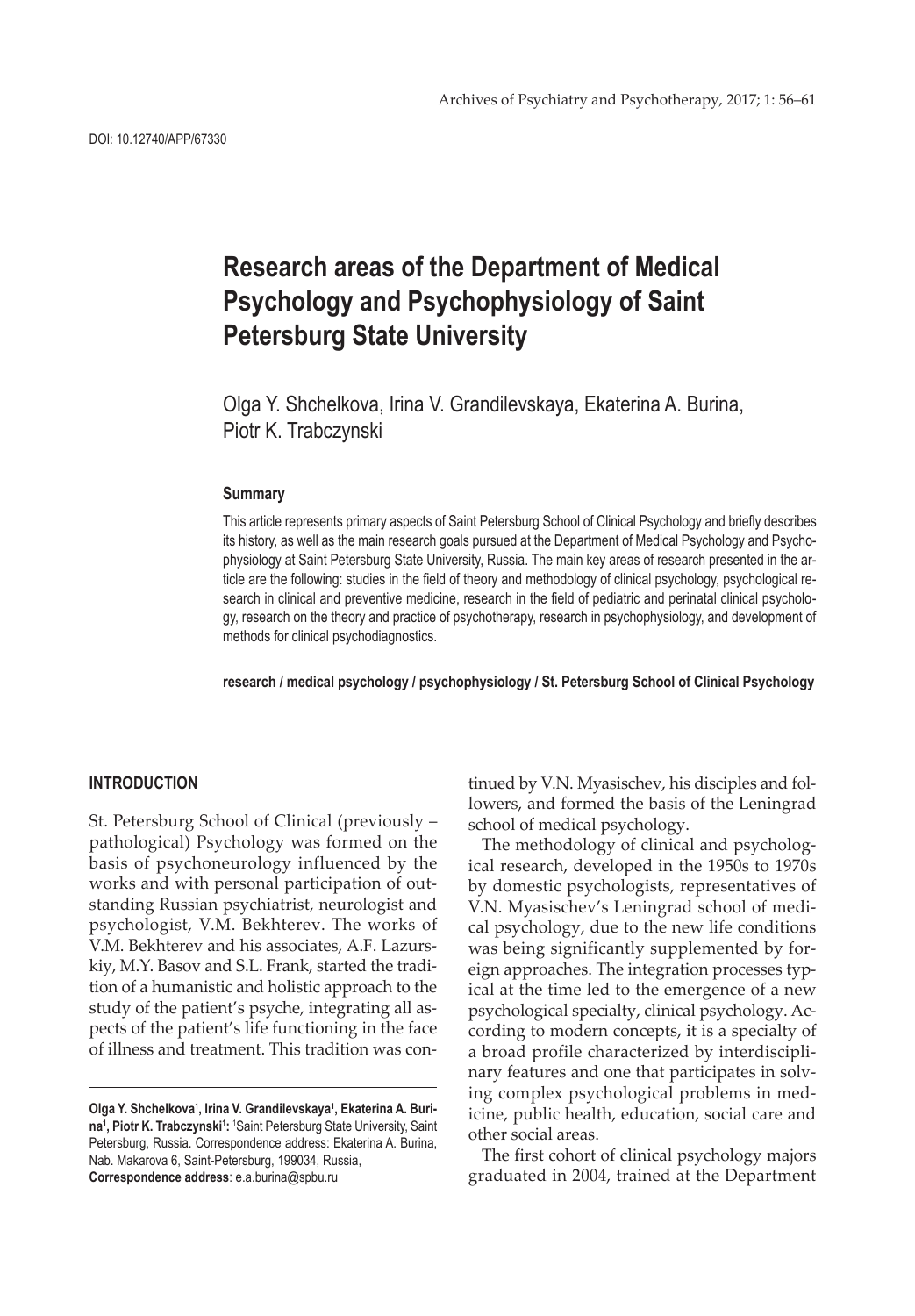DOI: 10.12740/APP/67330

# Research areas of the Department of Medical Psychology and Psychophysiology of Saint Petersburg State University

Olga Y. Shchelkova, Irina V. Grandilevskaya, Ekaterina A. Burina, Piotr K. Trabczynski

### Summary

This article represents primary aspects of Saint Petersburg School of Clinical Psychology and briefly describes its history, as well as the main research goals pursued at the Department of Medical Psychology and Psychophysiology at Saint Petersburg State University, Russia. The main key areas of research presented in the article are the following: studies in the field of theory and methodology of clinical psychology, psychological research in clinical and preventive medicine, research in the field of pediatric and perinatal clinical psychology, research on the theory and practice of psychotherapy, research in psychophysiology, and development of methods for clinical psychodiagnostics.

**research / medical psychology / psychophysiology / St. Petersburg School of Clinical Psychology**

## INTRODUCTION

St. Petersburg School of Clinical (previously – pathological) Psychology was formed on the basis of psychoneurology influenced by the works and with personal participation of outstanding Russian psychiatrist, neurologist and psychologist, V.M. Bekhterev. The works of V.M. Bekhterev and his associates, A.F. Lazurskiy, M.Y. Basov and S.L. Frank, started the tradition of a humanistic and holistic approach to the study of the patient's psyche, integrating all aspects of the patient's life functioning in the face of illness and treatment. This tradition was continued by V.N. Myasischev, his disciples and followers, and formed the basis of the Leningrad school of medical psychology.

The methodology of clinical and psychological research, developed in the 1950s to 1970s by domestic psychologists, representatives of V.N. Myasischev's Leningrad school of medical psychology, due to the new life conditions was being significantly supplemented by foreign approaches. The integration processes typical at the time led to the emergence of a new psychological specialty, clinical psychology. According to modern concepts, it is a specialty of a broad profile characterized by interdisciplinary features and one that participates in solving complex psychological problems in medicine, public health, education, social care and other social areas.

The first cohort of clinical psychology majors graduated in 2004, trained at the Department

---

**Olga Y. Shchelkova[1], Irina V. Grandilevskaya[1], Ekaterina A. Burina[1], Piotr K. Trabczynski[1]:** [1]Saint Petersburg State University, Saint Petersburg, Russia. Correspondence address: Ekaterina A. Burina, Nab. Makarova 6, Saint-Petersburg, 199034, Russia, **Correspondence address**: e.a.burina@spbu.ru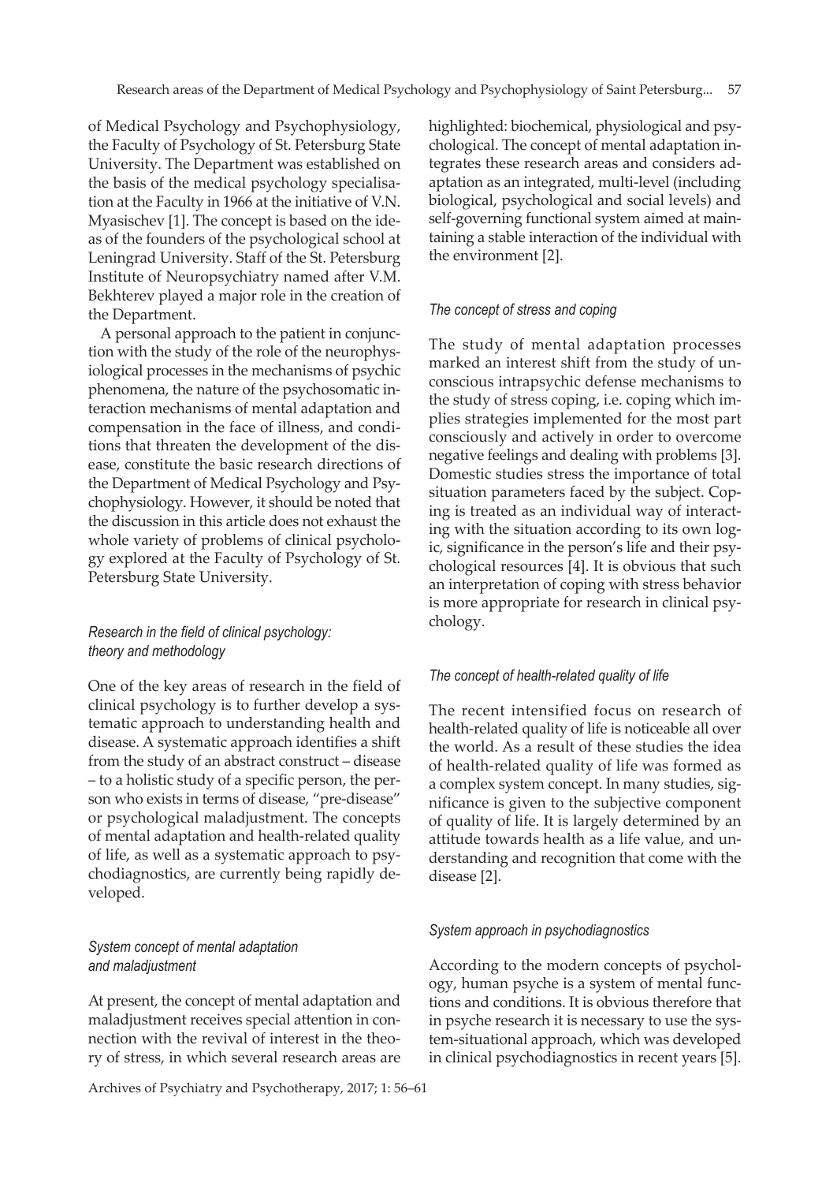of Medical Psychology and Psychophysiology, the Faculty of Psychology of St. Petersburg State University. The Department was established on the basis of the medical psychology specialisation at the Faculty in 1966 at the initiative of V.N. Myasischev [1]. The concept is based on the ideas of the founders of the psychological school at Leningrad University. Staff of the St. Petersburg Institute of Neuropsychiatry named after V.M. Bekhterev played a major role in the creation of the Department.

A personal approach to the patient in conjunction with the study of the role of the neurophysiological processes in the mechanisms of psychic phenomena, the nature of the psychosomatic interaction mechanisms of mental adaptation and compensation in the face of illness, and conditions that threaten the development of the disease, constitute the basic research directions of the Department of Medical Psychology and Psychophysiology. However, it should be noted that the discussion in this article does not exhaust the whole variety of problems of clinical psychology explored at the Faculty of Psychology of St. Petersburg State University.

### *Research in the field of clinical psychology: theory and methodology*

One of the key areas of research in the field of clinical psychology is to further develop a systematic approach to understanding health and disease. A systematic approach identifies a shift from the study of an abstract construct – disease – to a holistic study of a specific person, the person who exists in terms of disease, "pre-disease" or psychological maladjustment. The concepts of mental adaptation and health-related quality of life, as well as a systematic approach to psychodiagnostics, are currently being rapidly developed.

### *System concept of mental adaptation and maladjustment*

At present, the concept of mental adaptation and maladjustment receives special attention in connection with the revival of interest in the theory of stress, in which several research areas are highlighted: biochemical, physiological and psychological. The concept of mental adaptation integrates these research areas and considers adaptation as an integrated, multi-level (including biological, psychological and social levels) and self-governing functional system aimed at maintaining a stable interaction of the individual with the environment [2].

### *The concept of stress and coping*

The study of mental adaptation processes marked an interest shift from the study of unconscious intrapsychic defense mechanisms to the study of stress coping, i.e. coping which implies strategies implemented for the most part consciously and actively in order to overcome negative feelings and dealing with problems [3]. Domestic studies stress the importance of total situation parameters faced by the subject. Coping is treated as an individual way of interacting with the situation according to its own logic, significance in the person's life and their psychological resources [4]. It is obvious that such an interpretation of coping with stress behavior is more appropriate for research in clinical psychology.

### *The concept of health-related quality of life*

The recent intensified focus on research of health-related quality of life is noticeable all over the world. As a result of these studies the idea of health-related quality of life was formed as a complex system concept. In many studies, significance is given to the subjective component of quality of life. It is largely determined by an attitude towards health as a life value, and understanding and recognition that come with the disease [2].

### *System approach in psychodiagnostics*

According to the modern concepts of psychology, human psyche is a system of mental functions and conditions. It is obvious therefore that in psyche research it is necessary to use the system-situational approach, which was developed in clinical psychodiagnostics in recent years [5].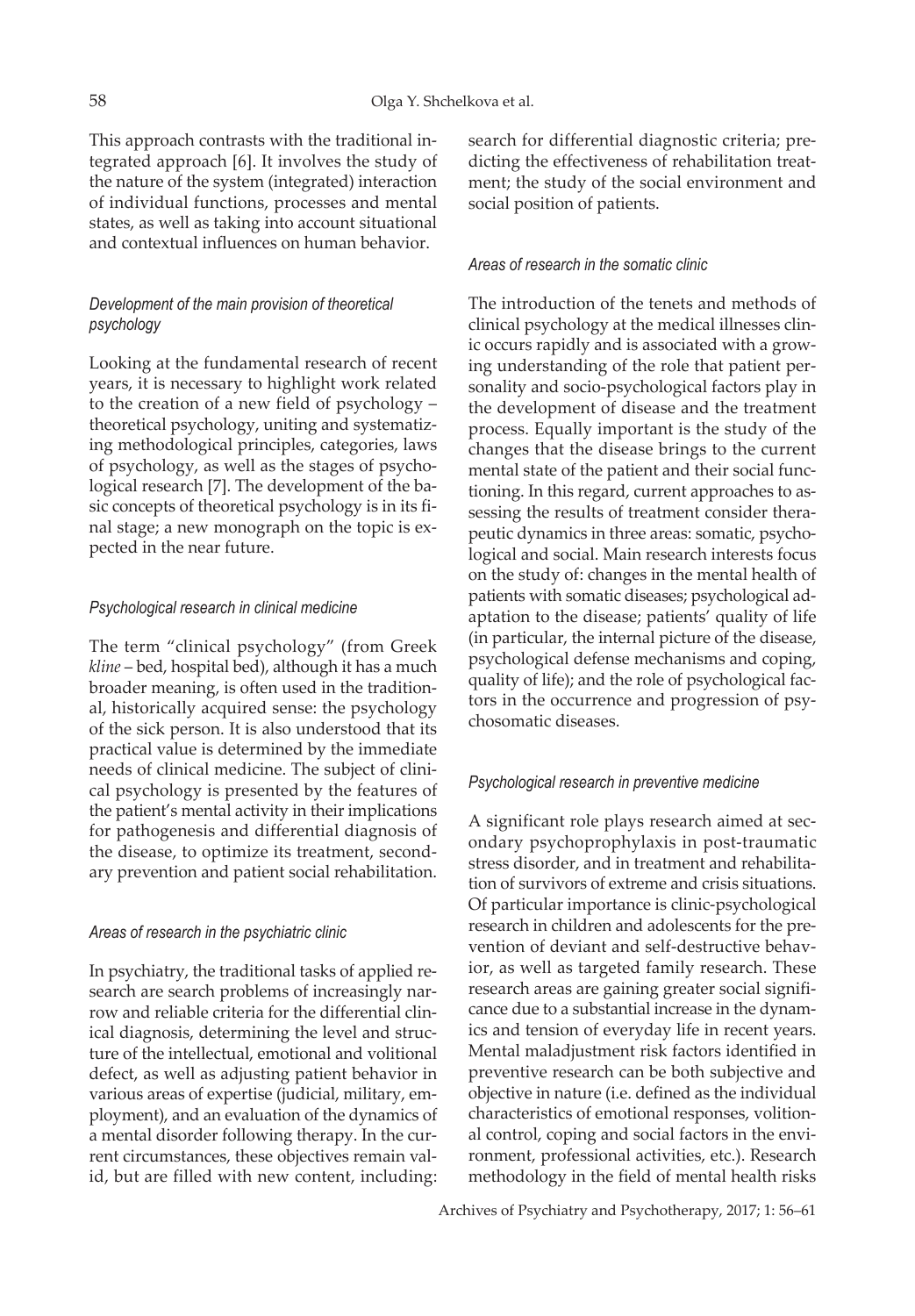This approach contrasts with the traditional integrated approach [6]. It involves the study of the nature of the system (integrated) interaction of individual functions, processes and mental states, as well as taking into account situational and contextual influences on human behavior.

### *Development of the main provision of theoretical psychology*

Looking at the fundamental research of recent years, it is necessary to highlight work related to the creation of a new field of psychology – theoretical psychology, uniting and systematizing methodological principles, categories, laws of psychology, as well as the stages of psychological research [7]. The development of the basic concepts of theoretical psychology is in its final stage; a new monograph on the topic is expected in the near future.

### *Psychological research in clinical medicine*

The term "clinical psychology" (from Greek *kline* – bed, hospital bed), although it has a much broader meaning, is often used in the traditional, historically acquired sense: the psychology of the sick person. It is also understood that its practical value is determined by the immediate needs of clinical medicine. The subject of clinical psychology is presented by the features of the patient's mental activity in their implications for pathogenesis and differential diagnosis of the disease, to optimize its treatment, secondary prevention and patient social rehabilitation.

### *Areas of research in the psychiatric clinic*

In psychiatry, the traditional tasks of applied research are search problems of increasingly narrow and reliable criteria for the differential clinical diagnosis, determining the level and structure of the intellectual, emotional and volitional defect, as well as adjusting patient behavior in various areas of expertise (judicial, military, employment), and an evaluation of the dynamics of a mental disorder following therapy. In the current circumstances, these objectives remain valid, but are filled with new content, including: search for differential diagnostic criteria; predicting the effectiveness of rehabilitation treatment; the study of the social environment and social position of patients.

### *Areas of research in the somatic clinic*

The introduction of the tenets and methods of clinical psychology at the medical illnesses clinic occurs rapidly and is associated with a growing understanding of the role that patient personality and socio-psychological factors play in the development of disease and the treatment process. Equally important is the study of the changes that the disease brings to the current mental state of the patient and their social functioning. In this regard, current approaches to assessing the results of treatment consider therapeutic dynamics in three areas: somatic, psychological and social. Main research interests focus on the study of: changes in the mental health of patients with somatic diseases; psychological adaptation to the disease; patients' quality of life (in particular, the internal picture of the disease, psychological defense mechanisms and coping, quality of life); and the role of psychological factors in the occurrence and progression of psychosomatic diseases.

### *Psychological research in preventive medicine*

A significant role plays research aimed at secondary psychoprophylaxis in post-traumatic stress disorder, and in treatment and rehabilitation of survivors of extreme and crisis situations. Of particular importance is clinic-psychological research in children and adolescents for the prevention of deviant and self-destructive behavior, as well as targeted family research. These research areas are gaining greater social significance due to a substantial increase in the dynamics and tension of everyday life in recent years. Mental maladjustment risk factors identified in preventive research can be both subjective and objective in nature (i.e. defined as the individual characteristics of emotional responses, volitional control, coping and social factors in the environment, professional activities, etc.). Research methodology in the field of mental health risks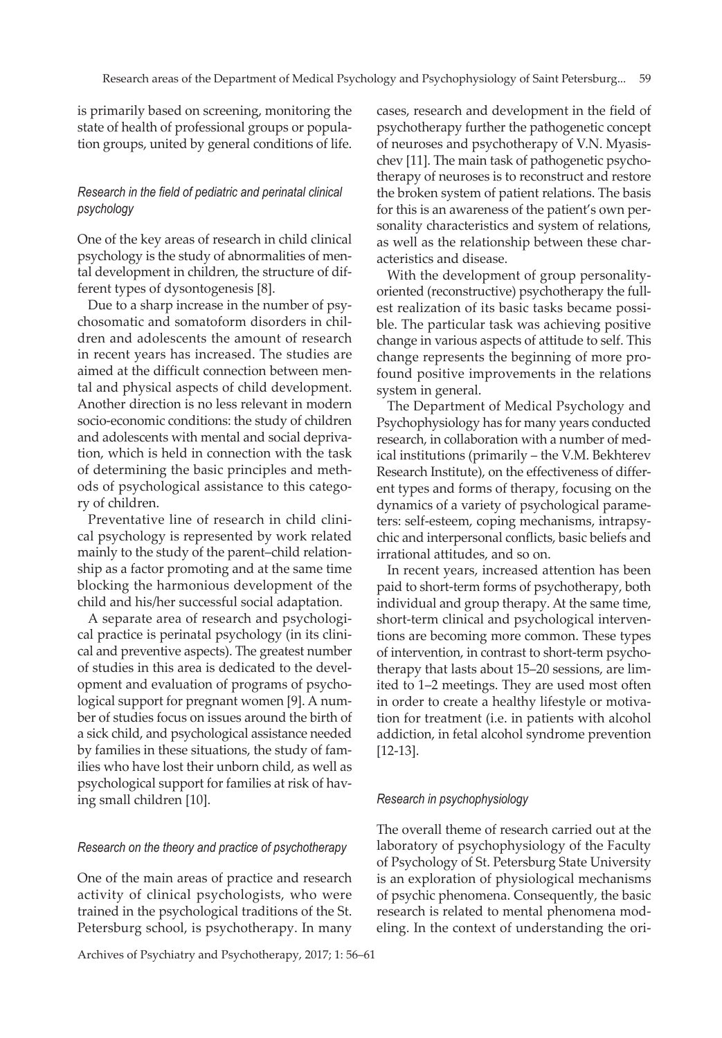is primarily based on screening, monitoring the state of health of professional groups or population groups, united by general conditions of life.

### *Research in the field of pediatric and perinatal clinical psychology*

One of the key areas of research in child clinical psychology is the study of abnormalities of mental development in children, the structure of different types of dysontogenesis [8].

Due to a sharp increase in the number of psychosomatic and somatoform disorders in children and adolescents the amount of research in recent years has increased. The studies are aimed at the difficult connection between mental and physical aspects of child development. Another direction is no less relevant in modern socio-economic conditions: the study of children and adolescents with mental and social deprivation, which is held in connection with the task of determining the basic principles and methods of psychological assistance to this category of children.

Preventative line of research in child clinical psychology is represented by work related mainly to the study of the parent–child relationship as a factor promoting and at the same time blocking the harmonious development of the child and his/her successful social adaptation.

A separate area of research and psychological practice is perinatal psychology (in its clinical and preventive aspects). The greatest number of studies in this area is dedicated to the development and evaluation of programs of psychological support for pregnant women [9]. A number of studies focus on issues around the birth of a sick child, and psychological assistance needed by families in these situations, the study of families who have lost their unborn child, as well as psychological support for families at risk of having small children [10].

### *Research on the theory and practice of psychotherapy*

One of the main areas of practice and research activity of clinical psychologists, who were trained in the psychological traditions of the St. Petersburg school, is psychotherapy. In many cases, research and development in the field of psychotherapy further the pathogenetic concept of neuroses and psychotherapy of V.N. Myasischev [11]. The main task of pathogenetic psychotherapy of neuroses is to reconstruct and restore the broken system of patient relations. The basis for this is an awareness of the patient's own personality characteristics and system of relations, as well as the relationship between these characteristics and disease.

With the development of group personality-oriented (reconstructive) psychotherapy the fullest realization of its basic tasks became possible. The particular task was achieving positive change in various aspects of attitude to self. This change represents the beginning of more profound positive improvements in the relations system in general.

The Department of Medical Psychology and Psychophysiology has for many years conducted research, in collaboration with a number of medical institutions (primarily – the V.M. Bekhterev Research Institute), on the effectiveness of different types and forms of therapy, focusing on the dynamics of a variety of psychological parameters: self-esteem, coping mechanisms, intrapsychic and interpersonal conflicts, basic beliefs and irrational attitudes, and so on.

In recent years, increased attention has been paid to short-term forms of psychotherapy, both individual and group therapy. At the same time, short-term clinical and psychological interventions are becoming more common. These types of intervention, in contrast to short-term psychotherapy that lasts about 15–20 sessions, are limited to 1–2 meetings. They are used most often in order to create a healthy lifestyle or motivation for treatment (i.e. in patients with alcohol addiction, in fetal alcohol syndrome prevention [12-13].

### *Research in psychophysiology*

The overall theme of research carried out at the laboratory of psychophysiology of the Faculty of Psychology of St. Petersburg State University is an exploration of physiological mechanisms of psychic phenomena. Consequently, the basic research is related to mental phenomena modeling. In the context of understanding the ori-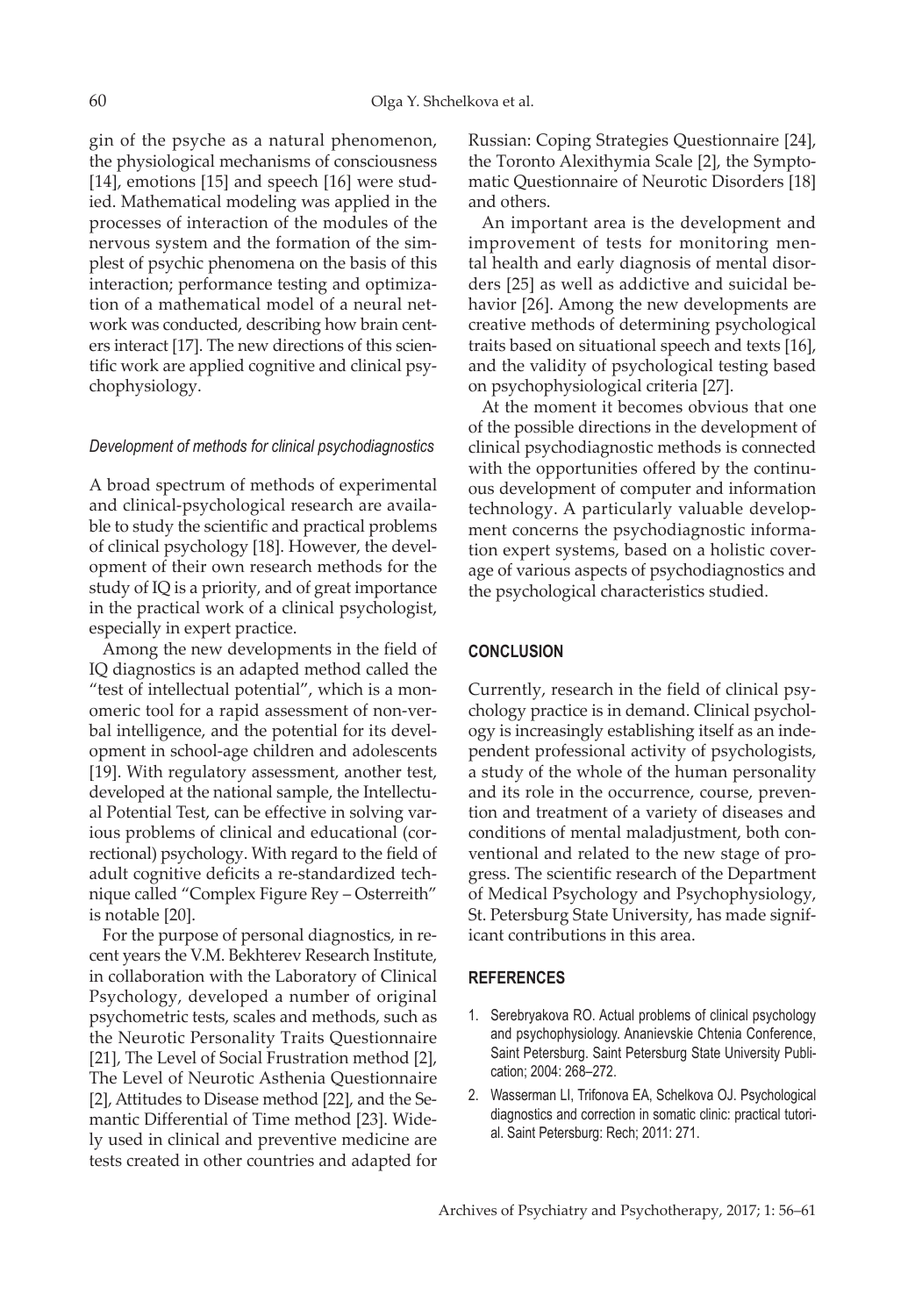gin of the psyche as a natural phenomenon, the physiological mechanisms of consciousness [14], emotions [15] and speech [16] were studied. Mathematical modeling was applied in the processes of interaction of the modules of the nervous system and the formation of the simplest of psychic phenomena on the basis of this interaction; performance testing and optimization of a mathematical model of a neural network was conducted, describing how brain centers interact [17]. The new directions of this scientific work are applied cognitive and clinical psychophysiology.

### *Development of methods for clinical psychodiagnostics*

A broad spectrum of methods of experimental and clinical-psychological research are available to study the scientific and practical problems of clinical psychology [18]. However, the development of their own research methods for the study of IQ is a priority, and of great importance in the practical work of a clinical psychologist, especially in expert practice.

Among the new developments in the field of IQ diagnostics is an adapted method called the "test of intellectual potential", which is a monomeric tool for a rapid assessment of non-verbal intelligence, and the potential for its development in school-age children and adolescents [19]. With regulatory assessment, another test, developed at the national sample, the Intellectual Potential Test, can be effective in solving various problems of clinical and educational (correctional) psychology. With regard to the field of adult cognitive deficits a re-standardized technique called "Complex Figure Rey – Osterreith" is notable [20].

For the purpose of personal diagnostics, in recent years the V.M. Bekhterev Research Institute, in collaboration with the Laboratory of Clinical Psychology, developed a number of original psychometric tests, scales and methods, such as the Neurotic Personality Traits Questionnaire [21], The Level of Social Frustration method [2], The Level of Neurotic Asthenia Questionnaire [2], Attitudes to Disease method [22], and the Semantic Differential of Time method [23]. Widely used in clinical and preventive medicine are tests created in other countries and adapted for Russian: Coping Strategies Questionnaire [24], the Toronto Alexithymia Scale [2], the Symptomatic Questionnaire of Neurotic Disorders [18] and others.

An important area is the development and improvement of tests for monitoring mental health and early diagnosis of mental disorders [25] as well as addictive and suicidal behavior [26]. Among the new developments are creative methods of determining psychological traits based on situational speech and texts [16], and the validity of psychological testing based on psychophysiological criteria [27].

At the moment it becomes obvious that one of the possible directions in the development of clinical psychodiagnostic methods is connected with the opportunities offered by the continuous development of computer and information technology. A particularly valuable development concerns the psychodiagnostic information expert systems, based on a holistic coverage of various aspects of psychodiagnostics and the psychological characteristics studied.

## CONCLUSION

Currently, research in the field of clinical psychology practice is in demand. Clinical psychology is increasingly establishing itself as an independent professional activity of psychologists, a study of the whole of the human personality and its role in the occurrence, course, prevention and treatment of a variety of diseases and conditions of mental maladjustment, both conventional and related to the new stage of progress. The scientific research of the Department of Medical Psychology and Psychophysiology, St. Petersburg State University, has made significant contributions in this area.

## REFERENCES

1. Serebryakova RO. Actual problems of clinical psychology and psychophysiology. Ananievskie Chtenia Conference, Saint Petersburg. Saint Petersburg State University Publication; 2004: 268–272.
2. Wasserman LI, Trifonova EA, Schelkova OJ. Psychological diagnostics and correction in somatic clinic: practical tutorial. Saint Petersburg: Rech; 2011: 271.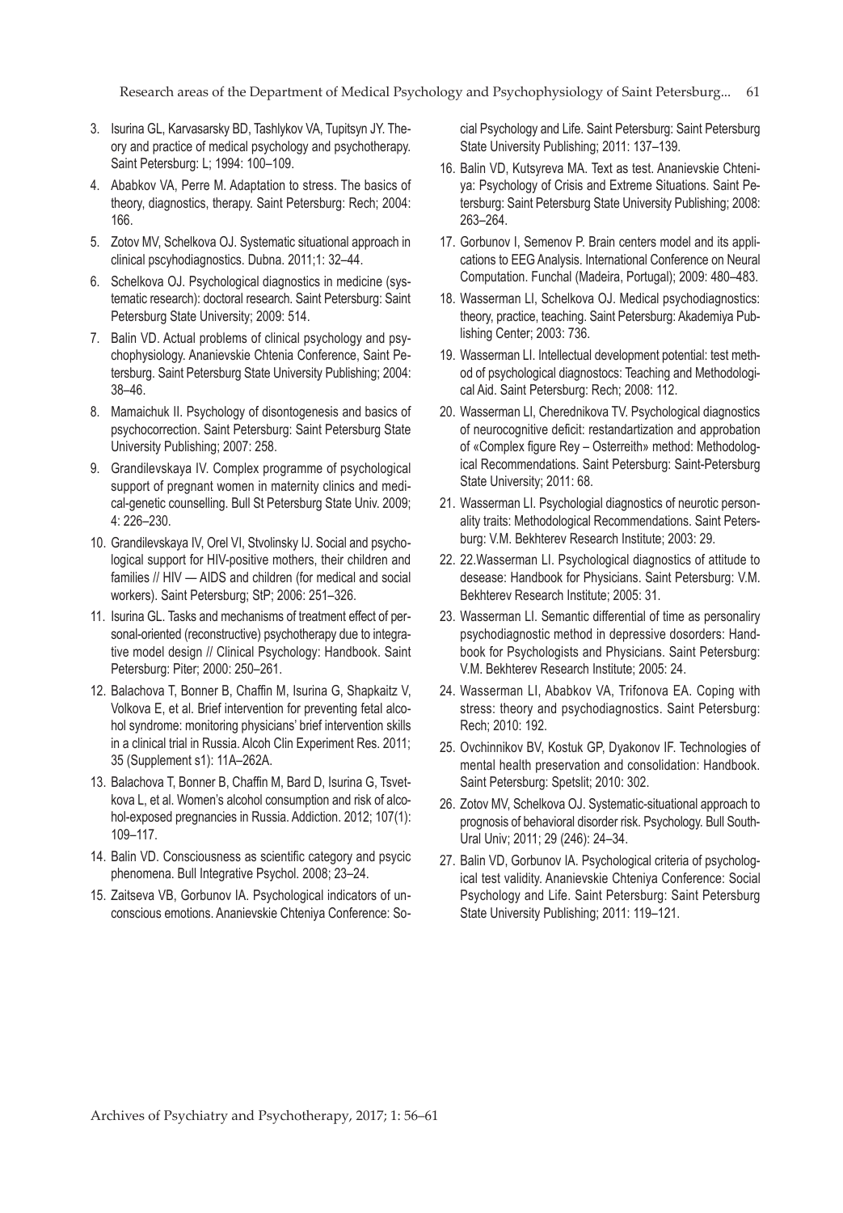3. Isurina GL, Karvasarsky BD, Tashlykov VA, Tupitsyn JY. Theory and practice of medical psychology and psychotherapy. Saint Petersburg: L; 1994: 100–109.
4. Ababkov VA, Perre M. Adaptation to stress. The basics of theory, diagnostics, therapy. Saint Petersburg: Rech; 2004: 166.
5. Zotov MV, Schelkova OJ. Systematic situational approach in clinical pscyhodiagnostics. Dubna. 2011;1: 32–44.
6. Schelkova OJ. Psychological diagnostics in medicine (systematic research): doctoral research. Saint Petersburg: Saint Petersburg State University; 2009: 514.
7. Balin VD. Actual problems of clinical psychology and psychophysiology. Ananievskie Chtenia Conference, Saint Petersburg. Saint Petersburg State University Publishing; 2004: 38–46.
8. Mamaichuk II. Psychology of disontogenesis and basics of psychocorrection. Saint Petersburg: Saint Petersburg State University Publishing; 2007: 258.
9. Grandilevskaya IV. Complex programme of psychological support of pregnant women in maternity clinics and medical-genetic counselling. Bull St Petersburg State Univ. 2009; 4: 226–230.
10. Grandilevskaya IV, Orel VI, Stvolinsky IJ. Social and psychological support for HIV-positive mothers, their children and families // HIV — AIDS and children (for medical and social workers). Saint Petersburg; StP; 2006: 251–326.
11. Isurina GL. Tasks and mechanisms of treatment effect of personal-oriented (reconstructive) psychotherapy due to integrative model design // Clinical Psychology: Handbook. Saint Petersburg: Piter; 2000: 250–261.
12. Balachova T, Bonner B, Chaffin M, Isurina G, Shapkaitz V, Volkova E, et al. Brief intervention for preventing fetal alcohol syndrome: monitoring physicians' brief intervention skills in a clinical trial in Russia. Alcoh Clin Experiment Res. 2011; 35 (Supplement s1): 11A–262A.
13. Balachova T, Bonner B, Chaffin M, Bard D, Isurina G, Tsvetkova L, et al. Women's alcohol consumption and risk of alcohol-exposed pregnancies in Russia. Addiction. 2012; 107(1): 109–117.
14. Balin VD. Consciousness as scientific category and psycic phenomena. Bull Integrative Psychol. 2008; 23–24.
15. Zaitseva VB, Gorbunov IA. Psychological indicators of unconscious emotions. Ananievskie Chteniya Conference: Social Psychology and Life. Saint Petersburg: Saint Petersburg State University Publishing; 2011: 137–139.
16. Balin VD, Kutsyreva MA. Text as test. Ananievskie Chteniya: Psychology of Crisis and Extreme Situations. Saint Petersburg: Saint Petersburg State University Publishing; 2008: 263–264.
17. Gorbunov I, Semenov P. Brain centers model and its applications to EEG Analysis. International Conference on Neural Computation. Funchal (Madeira, Portugal); 2009: 480–483.
18. Wasserman LI, Schelkova OJ. Medical psychodiagnostics: theory, practice, teaching. Saint Petersburg: Akademiya Publishing Center; 2003: 736.
19. Wasserman LI. Intellectual development potential: test method of psychological diagnostocs: Teaching and Methodological Aid. Saint Petersburg: Rech; 2008: 112.
20. Wasserman LI, Cherednikova TV. Psychological diagnostics of neurocognitive deficit: restandartization and approbation of «Complex figure Rey – Osterreith» method: Methodological Recommendations. Saint Petersburg: Saint-Petersburg State University; 2011: 68.
21. Wasserman LI. Psychologial diagnostics of neurotic personality traits: Methodological Recommendations. Saint Petersburg: V.M. Bekhterev Research Institute; 2003: 29.
22. 22.Wasserman LI. Psychological diagnostics of attitude to desease: Handbook for Physicians. Saint Petersburg: V.M. Bekhterev Research Institute; 2005: 31.
23. Wasserman LI. Semantic differential of time as personaliry psychodiagnostic method in depressive dosorders: Handbook for Psychologists and Physicians. Saint Petersburg: V.M. Bekhterev Research Institute; 2005: 24.
24. Wasserman LI, Ababkov VA, Trifonova EA. Coping with stress: theory and psychodiagnostics. Saint Petersburg: Rech; 2010: 192.
25. Ovchinnikov BV, Kostuk GP, Dyakonov IF. Technologies of mental health preservation and consolidation: Handbook. Saint Petersburg: Spetslit; 2010: 302.
26. Zotov MV, Schelkova OJ. Systematic-situational approach to prognosis of behavioral disorder risk. Psychology. Bull South-Ural Univ; 2011; 29 (246): 24–34.
27. Balin VD, Gorbunov IA. Psychological criteria of psychological test validity. Ananievskie Chteniya Conference: Social Psychology and Life. Saint Petersburg: Saint Petersburg State University Publishing; 2011: 119–121.